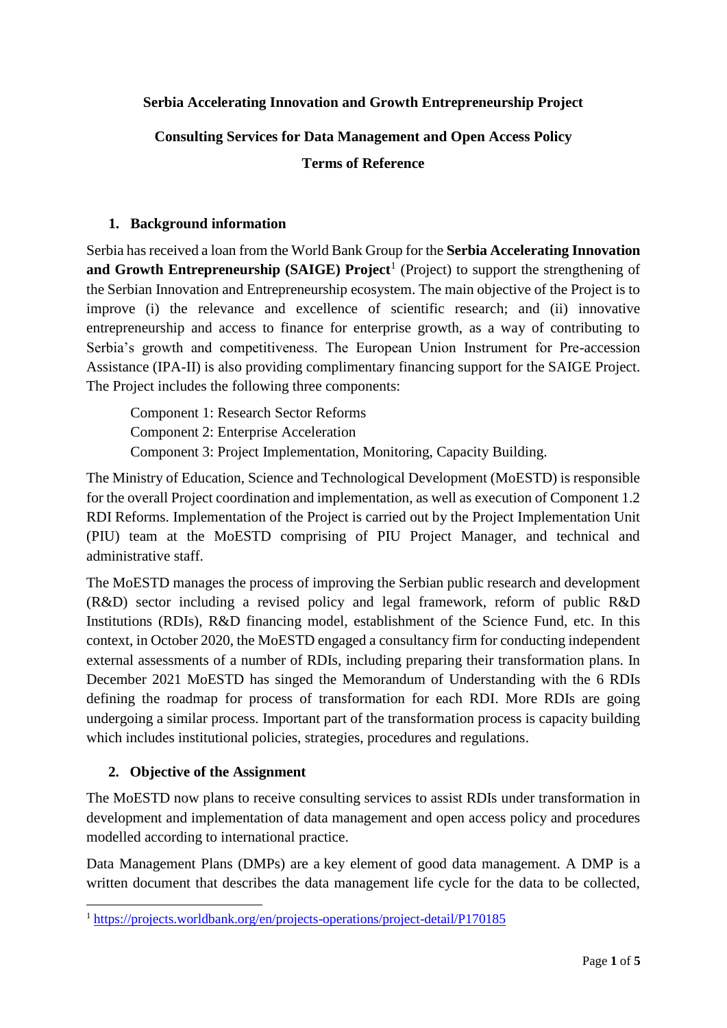**Serbia Accelerating Innovation and Growth Entrepreneurship Project**

**Consulting Services for Data Management and Open Access Policy**

**Terms of Reference**

## 1. Background information

Serbia has received a loan from the World Bank Group for the **Serbia Accelerating Innovation and Growth Entrepreneurship (SAIGE) Project**[1] (Project) to support the strengthening of the Serbian Innovation and Entrepreneurship ecosystem. The main objective of the Project is to improve (i) the relevance and excellence of scientific research; and (ii) innovative entrepreneurship and access to finance for enterprise growth, as a way of contributing to Serbia's growth and competitiveness. The European Union Instrument for Pre-accession Assistance (IPA-II) is also providing complimentary financing support for the SAIGE Project. The Project includes the following three components:

Component 1: Research Sector Reforms
Component 2: Enterprise Acceleration
Component 3: Project Implementation, Monitoring, Capacity Building.

The Ministry of Education, Science and Technological Development (MoESTD) is responsible for the overall Project coordination and implementation, as well as execution of Component 1.2 RDI Reforms. Implementation of the Project is carried out by the Project Implementation Unit (PIU) team at the MoESTD comprising of PIU Project Manager, and technical and administrative staff.

The MoESTD manages the process of improving the Serbian public research and development (R&D) sector including a revised policy and legal framework, reform of public R&D Institutions (RDIs), R&D financing model, establishment of the Science Fund, etc. In this context, in October 2020, the MoESTD engaged a consultancy firm for conducting independent external assessments of a number of RDIs, including preparing their transformation plans. In December 2021 MoESTD has singed the Memorandum of Understanding with the 6 RDIs defining the roadmap for process of transformation for each RDI. More RDIs are going undergoing a similar process. Important part of the transformation process is capacity building which includes institutional policies, strategies, procedures and regulations.

## 2. Objective of the Assignment

The MoESTD now plans to receive consulting services to assist RDIs under transformation in development and implementation of data management and open access policy and procedures modelled according to international practice.

Data Management Plans (DMPs) are a key element of good data management. A DMP is a written document that describes the data management life cycle for the data to be collected,

[1] https://projects.worldbank.org/en/projects-operations/project-detail/P170185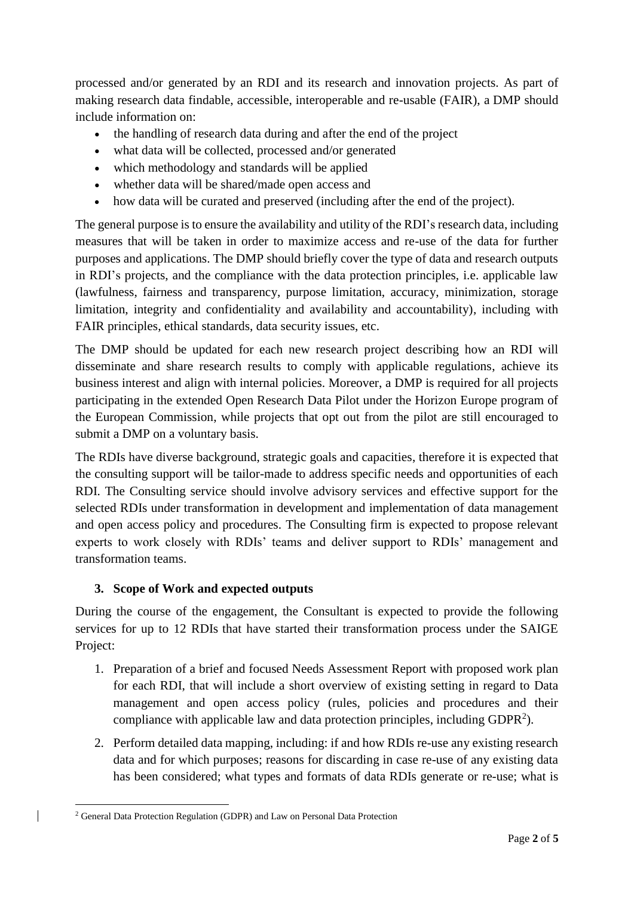processed and/or generated by an RDI and its research and innovation projects. As part of making research data findable, accessible, interoperable and re-usable (FAIR), a DMP should include information on:

- the handling of research data during and after the end of the project
- what data will be collected, processed and/or generated
- which methodology and standards will be applied
- whether data will be shared/made open access and
- how data will be curated and preserved (including after the end of the project).

The general purpose is to ensure the availability and utility of the RDI's research data, including measures that will be taken in order to maximize access and re-use of the data for further purposes and applications. The DMP should briefly cover the type of data and research outputs in RDI's projects, and the compliance with the data protection principles, i.e. applicable law (lawfulness, fairness and transparency, purpose limitation, accuracy, minimization, storage limitation, integrity and confidentiality and availability and accountability), including with FAIR principles, ethical standards, data security issues, etc.

The DMP should be updated for each new research project describing how an RDI will disseminate and share research results to comply with applicable regulations, achieve its business interest and align with internal policies. Moreover, a DMP is required for all projects participating in the extended Open Research Data Pilot under the Horizon Europe program of the European Commission, while projects that opt out from the pilot are still encouraged to submit a DMP on a voluntary basis.

The RDIs have diverse background, strategic goals and capacities, therefore it is expected that the consulting support will be tailor-made to address specific needs and opportunities of each RDI. The Consulting service should involve advisory services and effective support for the selected RDIs under transformation in development and implementation of data management and open access policy and procedures. The Consulting firm is expected to propose relevant experts to work closely with RDIs' teams and deliver support to RDIs' management and transformation teams.

## 3. Scope of Work and expected outputs

During the course of the engagement, the Consultant is expected to provide the following services for up to 12 RDIs that have started their transformation process under the SAIGE Project:

1. Preparation of a brief and focused Needs Assessment Report with proposed work plan for each RDI, that will include a short overview of existing setting in regard to Data management and open access policy (rules, policies and procedures and their compliance with applicable law and data protection principles, including GDPR[2]).
2. Perform detailed data mapping, including: if and how RDIs re-use any existing research data and for which purposes; reasons for discarding in case re-use of any existing data has been considered; what types and formats of data RDIs generate or re-use; what is

[2] General Data Protection Regulation (GDPR) and Law on Personal Data Protection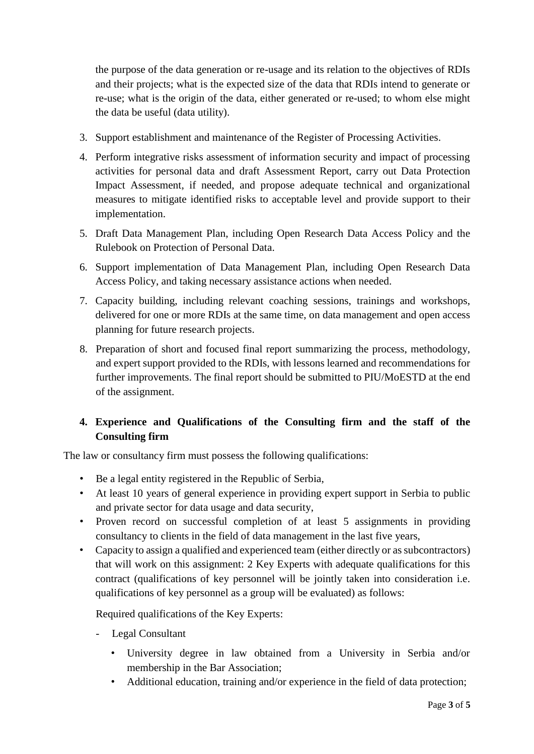the purpose of the data generation or re-usage and its relation to the objectives of RDIs and their projects; what is the expected size of the data that RDIs intend to generate or re-use; what is the origin of the data, either generated or re-used; to whom else might the data be useful (data utility).

3. Support establishment and maintenance of the Register of Processing Activities.
4. Perform integrative risks assessment of information security and impact of processing activities for personal data and draft Assessment Report, carry out Data Protection Impact Assessment, if needed, and propose adequate technical and organizational measures to mitigate identified risks to acceptable level and provide support to their implementation.
5. Draft Data Management Plan, including Open Research Data Access Policy and the Rulebook on Protection of Personal Data.
6. Support implementation of Data Management Plan, including Open Research Data Access Policy, and taking necessary assistance actions when needed.
7. Capacity building, including relevant coaching sessions, trainings and workshops, delivered for one or more RDIs at the same time, on data management and open access planning for future research projects.
8. Preparation of short and focused final report summarizing the process, methodology, and expert support provided to the RDIs, with lessons learned and recommendations for further improvements. The final report should be submitted to PIU/MoESTD at the end of the assignment.

## 4. Experience and Qualifications of the Consulting firm and the staff of the Consulting firm

The law or consultancy firm must possess the following qualifications:

- Be a legal entity registered in the Republic of Serbia,
- At least 10 years of general experience in providing expert support in Serbia to public and private sector for data usage and data security,
- Proven record on successful completion of at least 5 assignments in providing consultancy to clients in the field of data management in the last five years,
- Capacity to assign a qualified and experienced team (either directly or as subcontractors) that will work on this assignment: 2 Key Experts with adequate qualifications for this contract (qualifications of key personnel will be jointly taken into consideration i.e. qualifications of key personnel as a group will be evaluated) as follows:

  Required qualifications of the Key Experts:

  - Legal Consultant
    - University degree in law obtained from a University in Serbia and/or membership in the Bar Association;
    - Additional education, training and/or experience in the field of data protection;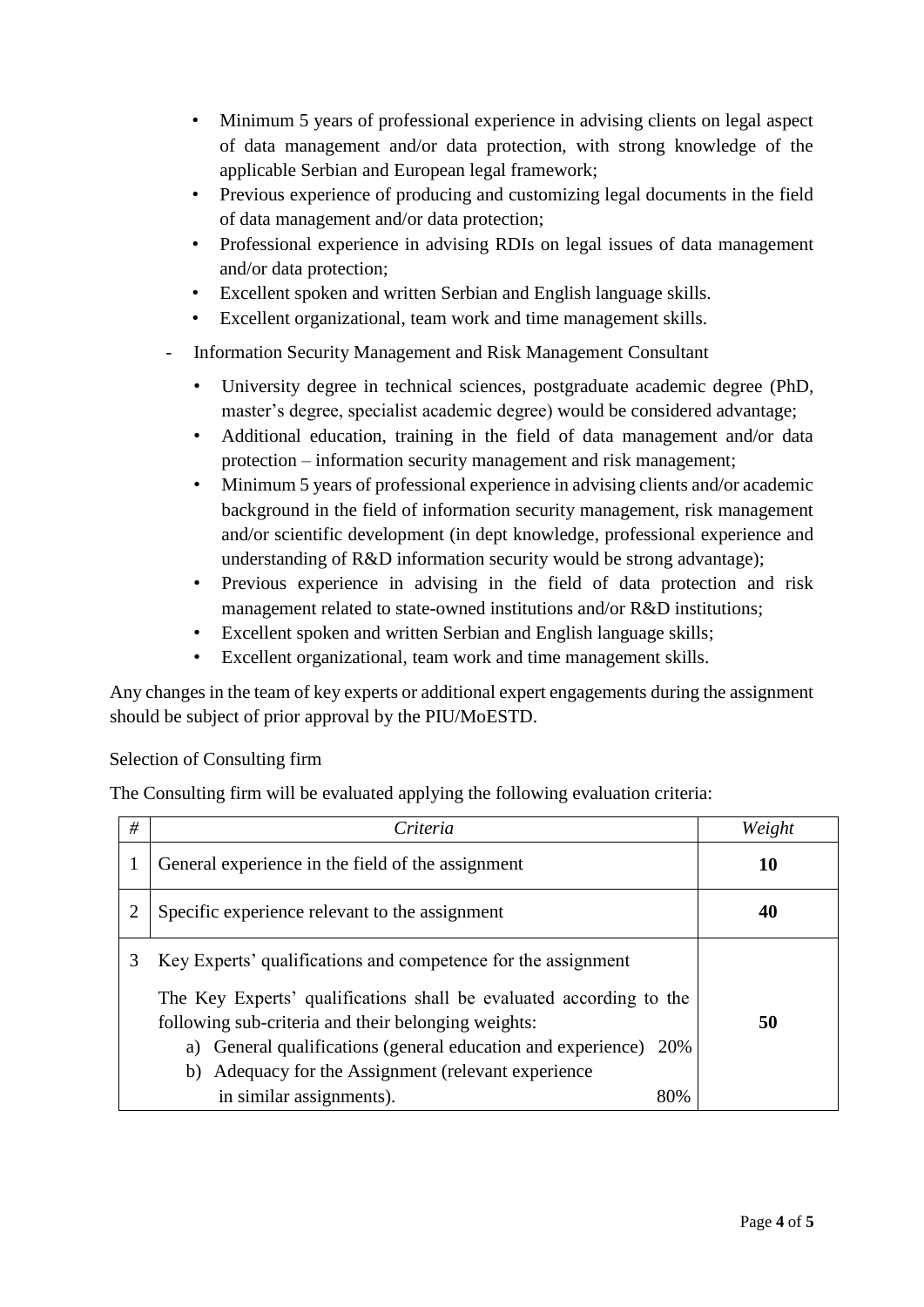- Minimum 5 years of professional experience in advising clients on legal aspect of data management and/or data protection, with strong knowledge of the applicable Serbian and European legal framework;
- Previous experience of producing and customizing legal documents in the field of data management and/or data protection;
- Professional experience in advising RDIs on legal issues of data management and/or data protection;
- Excellent spoken and written Serbian and English language skills.
- Excellent organizational, team work and time management skills.

- Information Security Management and Risk Management Consultant
  - University degree in technical sciences, postgraduate academic degree (PhD, master's degree, specialist academic degree) would be considered advantage;
  - Additional education, training in the field of data management and/or data protection – information security management and risk management;
  - Minimum 5 years of professional experience in advising clients and/or academic background in the field of information security management, risk management and/or scientific development (in dept knowledge, professional experience and understanding of R&D information security would be strong advantage);
  - Previous experience in advising in the field of data protection and risk management related to state-owned institutions and/or R&D institutions;
  - Excellent spoken and written Serbian and English language skills;
  - Excellent organizational, team work and time management skills.

Any changes in the team of key experts or additional expert engagements during the assignment should be subject of prior approval by the PIU/MoESTD.

Selection of Consulting firm

The Consulting firm will be evaluated applying the following evaluation criteria:

| # | *Criteria* | *Weight* |
|---|---|---|
| 1 | General experience in the field of the assignment | **10** |
| 2 | Specific experience relevant to the assignment | **40** |
| 3 | Key Experts' qualifications and competence for the assignment<br><br>The Key Experts' qualifications shall be evaluated according to the following sub-criteria and their belonging weights:<br>a) General qualifications (general education and experience) 20%<br>b) Adequacy for the Assignment (relevant experience in similar assignments). 80% | **50** |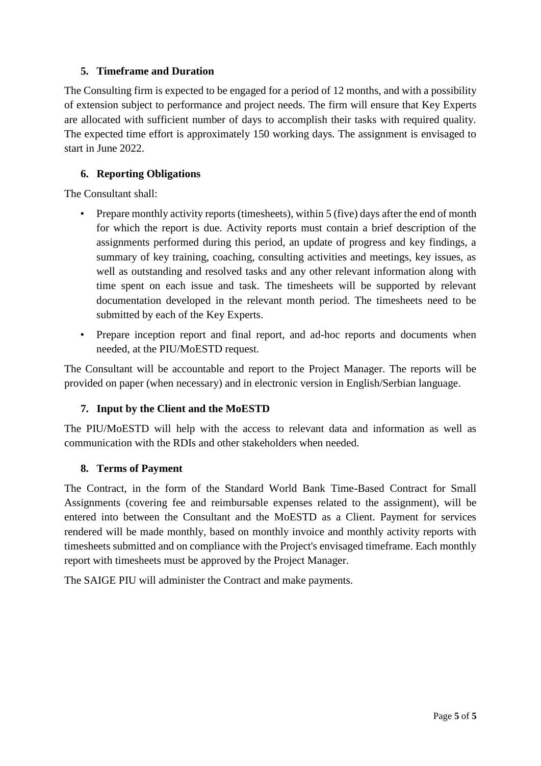## 5. Timeframe and Duration

The Consulting firm is expected to be engaged for a period of 12 months, and with a possibility of extension subject to performance and project needs. The firm will ensure that Key Experts are allocated with sufficient number of days to accomplish their tasks with required quality. The expected time effort is approximately 150 working days. The assignment is envisaged to start in June 2022.

## 6. Reporting Obligations

The Consultant shall:

- Prepare monthly activity reports (timesheets), within 5 (five) days after the end of month for which the report is due. Activity reports must contain a brief description of the assignments performed during this period, an update of progress and key findings, a summary of key training, coaching, consulting activities and meetings, key issues, as well as outstanding and resolved tasks and any other relevant information along with time spent on each issue and task. The timesheets will be supported by relevant documentation developed in the relevant month period. The timesheets need to be submitted by each of the Key Experts.
- Prepare inception report and final report, and ad-hoc reports and documents when needed, at the PIU/MoESTD request.

The Consultant will be accountable and report to the Project Manager. The reports will be provided on paper (when necessary) and in electronic version in English/Serbian language.

## 7. Input by the Client and the MoESTD

The PIU/MoESTD will help with the access to relevant data and information as well as communication with the RDIs and other stakeholders when needed.

## 8. Terms of Payment

The Contract, in the form of the Standard World Bank Time-Based Contract for Small Assignments (covering fee and reimbursable expenses related to the assignment), will be entered into between the Consultant and the MoESTD as a Client. Payment for services rendered will be made monthly, based on monthly invoice and monthly activity reports with timesheets submitted and on compliance with the Project's envisaged timeframe. Each monthly report with timesheets must be approved by the Project Manager.

The SAIGE PIU will administer the Contract and make payments.